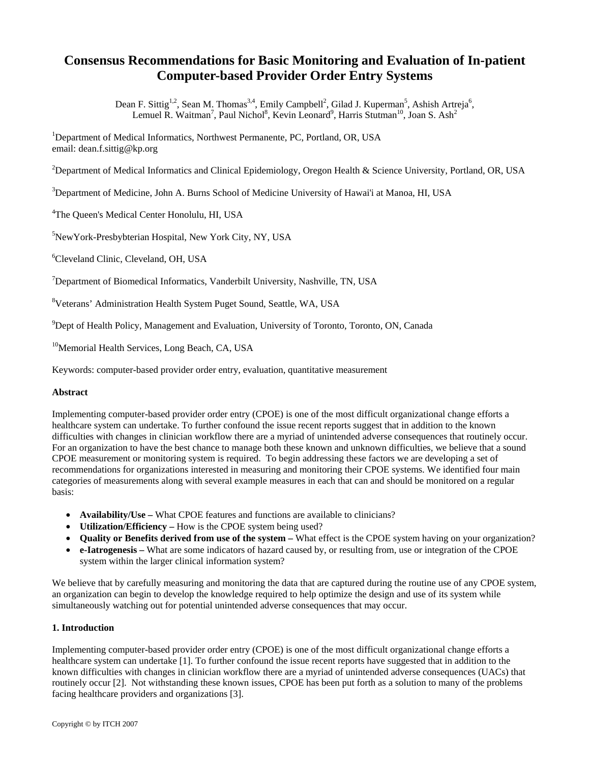# Consensus Recommendations for Basic Monitoring and Evaluation of In-patient Computer-based Provider Order Entry Systems

Dean F. Sittig[1,2], Sean M. Thomas[3,4], Emily Campbell[2], Gilad J. Kuperman[5], Ashish Artreja[6], Lemuel R. Waitman[7], Paul Nichol[8], Kevin Leonard[9], Harris Stutman[10], Joan S. Ash[2]

[1]Department of Medical Informatics, Northwest Permanente, PC, Portland, OR, USA
email: dean.f.sittig@kp.org

[2]Department of Medical Informatics and Clinical Epidemiology, Oregon Health & Science University, Portland, OR, USA

[3]Department of Medicine, John A. Burns School of Medicine University of Hawai'i at Manoa, HI, USA

[4]The Queen's Medical Center Honolulu, HI, USA

[5]NewYork-Presbybterian Hospital, New York City, NY, USA

[6]Cleveland Clinic, Cleveland, OH, USA

[7]Department of Biomedical Informatics, Vanderbilt University, Nashville, TN, USA

[8]Veterans' Administration Health System Puget Sound, Seattle, WA, USA

[9]Dept of Health Policy, Management and Evaluation, University of Toronto, Toronto, ON, Canada

[10]Memorial Health Services, Long Beach, CA, USA

Keywords: computer-based provider order entry, evaluation, quantitative measurement

**Abstract**

Implementing computer-based provider order entry (CPOE) is one of the most difficult organizational change efforts a healthcare system can undertake. To further confound the issue recent reports suggest that in addition to the known difficulties with changes in clinician workflow there are a myriad of unintended adverse consequences that routinely occur. For an organization to have the best chance to manage both these known and unknown difficulties, we believe that a sound CPOE measurement or monitoring system is required. To begin addressing these factors we are developing a set of recommendations for organizations interested in measuring and monitoring their CPOE systems. We identified four main categories of measurements along with several example measures in each that can and should be monitored on a regular basis:

- **Availability/Use –** What CPOE features and functions are available to clinicians?
- **Utilization/Efficiency –** How is the CPOE system being used?
- **Quality or Benefits derived from use of the system –** What effect is the CPOE system having on your organization?
- **e-Iatrogenesis –** What are some indicators of hazard caused by, or resulting from, use or integration of the CPOE system within the larger clinical information system?

We believe that by carefully measuring and monitoring the data that are captured during the routine use of any CPOE system, an organization can begin to develop the knowledge required to help optimize the design and use of its system while simultaneously watching out for potential unintended adverse consequences that may occur.

**1. Introduction**

Implementing computer-based provider order entry (CPOE) is one of the most difficult organizational change efforts a healthcare system can undertake [1]. To further confound the issue recent reports have suggested that in addition to the known difficulties with changes in clinician workflow there are a myriad of unintended adverse consequences (UACs) that routinely occur [2]. Not withstanding these known issues, CPOE has been put forth as a solution to many of the problems facing healthcare providers and organizations [3].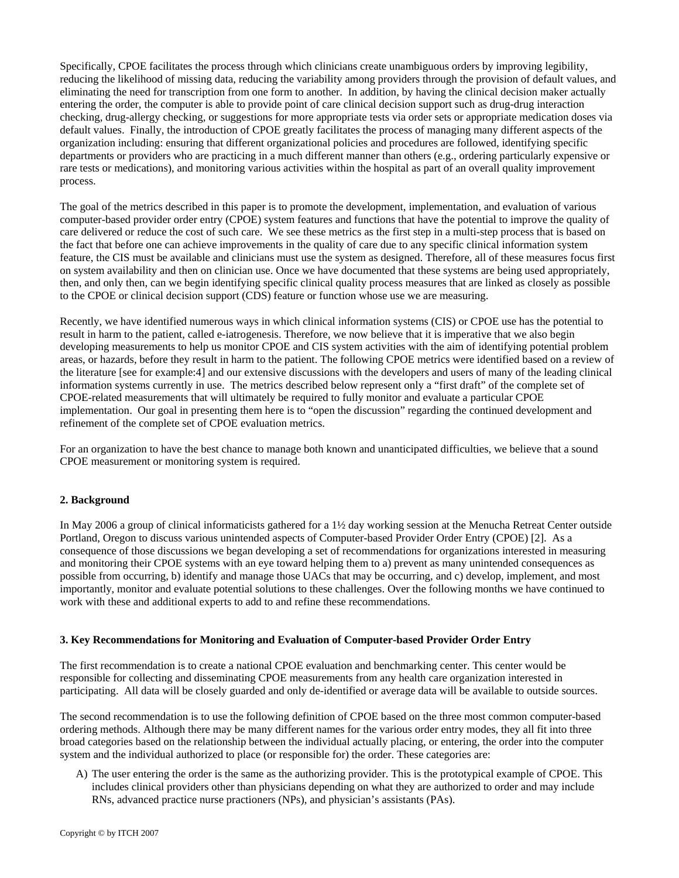Specifically, CPOE facilitates the process through which clinicians create unambiguous orders by improving legibility, reducing the likelihood of missing data, reducing the variability among providers through the provision of default values, and eliminating the need for transcription from one form to another. In addition, by having the clinical decision maker actually entering the order, the computer is able to provide point of care clinical decision support such as drug-drug interaction checking, drug-allergy checking, or suggestions for more appropriate tests via order sets or appropriate medication doses via default values. Finally, the introduction of CPOE greatly facilitates the process of managing many different aspects of the organization including: ensuring that different organizational policies and procedures are followed, identifying specific departments or providers who are practicing in a much different manner than others (e.g., ordering particularly expensive or rare tests or medications), and monitoring various activities within the hospital as part of an overall quality improvement process.

The goal of the metrics described in this paper is to promote the development, implementation, and evaluation of various computer-based provider order entry (CPOE) system features and functions that have the potential to improve the quality of care delivered or reduce the cost of such care. We see these metrics as the first step in a multi-step process that is based on the fact that before one can achieve improvements in the quality of care due to any specific clinical information system feature, the CIS must be available and clinicians must use the system as designed. Therefore, all of these measures focus first on system availability and then on clinician use. Once we have documented that these systems are being used appropriately, then, and only then, can we begin identifying specific clinical quality process measures that are linked as closely as possible to the CPOE or clinical decision support (CDS) feature or function whose use we are measuring.

Recently, we have identified numerous ways in which clinical information systems (CIS) or CPOE use has the potential to result in harm to the patient, called e-iatrogenesis. Therefore, we now believe that it is imperative that we also begin developing measurements to help us monitor CPOE and CIS system activities with the aim of identifying potential problem areas, or hazards, before they result in harm to the patient. The following CPOE metrics were identified based on a review of the literature [see for example:4] and our extensive discussions with the developers and users of many of the leading clinical information systems currently in use. The metrics described below represent only a "first draft" of the complete set of CPOE-related measurements that will ultimately be required to fully monitor and evaluate a particular CPOE implementation. Our goal in presenting them here is to "open the discussion" regarding the continued development and refinement of the complete set of CPOE evaluation metrics.

For an organization to have the best chance to manage both known and unanticipated difficulties, we believe that a sound CPOE measurement or monitoring system is required.

## 2. Background

In May 2006 a group of clinical informaticists gathered for a 1½ day working session at the Menucha Retreat Center outside Portland, Oregon to discuss various unintended aspects of Computer-based Provider Order Entry (CPOE) [2]. As a consequence of those discussions we began developing a set of recommendations for organizations interested in measuring and monitoring their CPOE systems with an eye toward helping them to a) prevent as many unintended consequences as possible from occurring, b) identify and manage those UACs that may be occurring, and c) develop, implement, and most importantly, monitor and evaluate potential solutions to these challenges. Over the following months we have continued to work with these and additional experts to add to and refine these recommendations.

## 3. Key Recommendations for Monitoring and Evaluation of Computer-based Provider Order Entry

The first recommendation is to create a national CPOE evaluation and benchmarking center. This center would be responsible for collecting and disseminating CPOE measurements from any health care organization interested in participating. All data will be closely guarded and only de-identified or average data will be available to outside sources.

The second recommendation is to use the following definition of CPOE based on the three most common computer-based ordering methods. Although there may be many different names for the various order entry modes, they all fit into three broad categories based on the relationship between the individual actually placing, or entering, the order into the computer system and the individual authorized to place (or responsible for) the order. These categories are:

A) The user entering the order is the same as the authorizing provider. This is the prototypical example of CPOE. This includes clinical providers other than physicians depending on what they are authorized to order and may include RNs, advanced practice nurse practioners (NPs), and physician's assistants (PAs).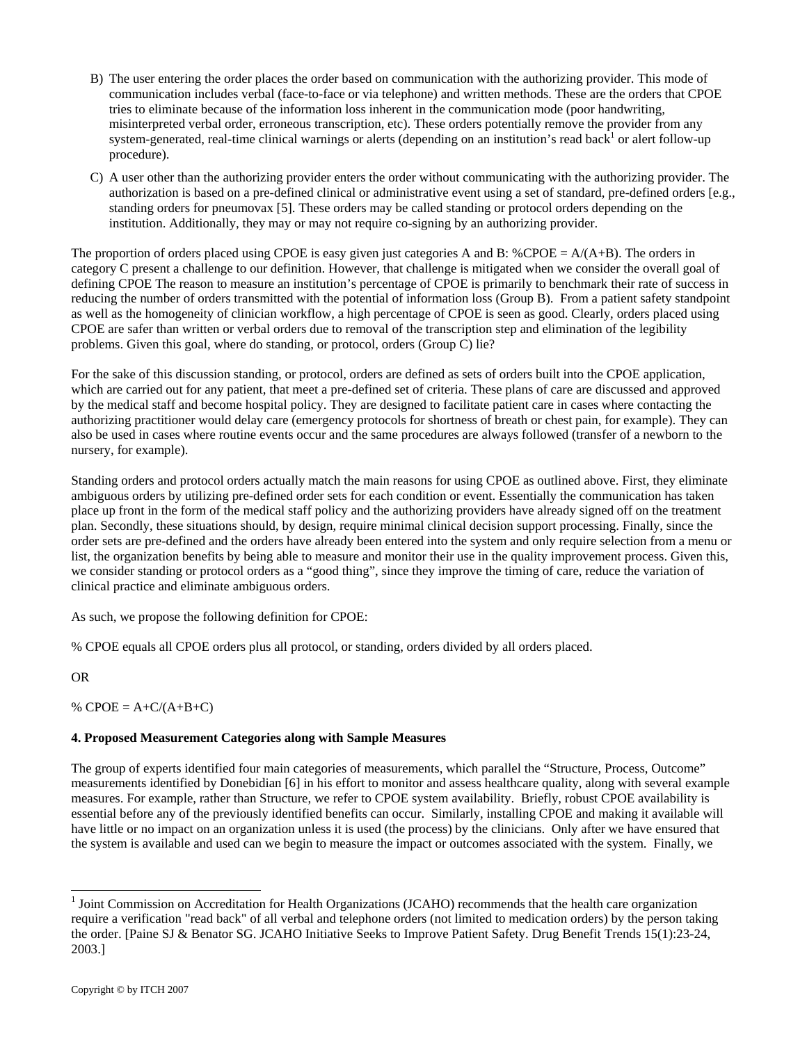B) The user entering the order places the order based on communication with the authorizing provider. This mode of communication includes verbal (face-to-face or via telephone) and written methods. These are the orders that CPOE tries to eliminate because of the information loss inherent in the communication mode (poor handwriting, misinterpreted verbal order, erroneous transcription, etc). These orders potentially remove the provider from any system-generated, real-time clinical warnings or alerts (depending on an institution's read back[1] or alert follow-up procedure).

C) A user other than the authorizing provider enters the order without communicating with the authorizing provider. The authorization is based on a pre-defined clinical or administrative event using a set of standard, pre-defined orders [e.g., standing orders for pneumovax [5]. These orders may be called standing or protocol orders depending on the institution. Additionally, they may or may not require co-signing by an authorizing provider.

The proportion of orders placed using CPOE is easy given just categories A and B: %CPOE = A/(A+B). The orders in category C present a challenge to our definition. However, that challenge is mitigated when we consider the overall goal of defining CPOE The reason to measure an institution's percentage of CPOE is primarily to benchmark their rate of success in reducing the number of orders transmitted with the potential of information loss (Group B). From a patient safety standpoint as well as the homogeneity of clinician workflow, a high percentage of CPOE is seen as good. Clearly, orders placed using CPOE are safer than written or verbal orders due to removal of the transcription step and elimination of the legibility problems. Given this goal, where do standing, or protocol, orders (Group C) lie?

For the sake of this discussion standing, or protocol, orders are defined as sets of orders built into the CPOE application, which are carried out for any patient, that meet a pre-defined set of criteria. These plans of care are discussed and approved by the medical staff and become hospital policy. They are designed to facilitate patient care in cases where contacting the authorizing practitioner would delay care (emergency protocols for shortness of breath or chest pain, for example). They can also be used in cases where routine events occur and the same procedures are always followed (transfer of a newborn to the nursery, for example).

Standing orders and protocol orders actually match the main reasons for using CPOE as outlined above. First, they eliminate ambiguous orders by utilizing pre-defined order sets for each condition or event. Essentially the communication has taken place up front in the form of the medical staff policy and the authorizing providers have already signed off on the treatment plan. Secondly, these situations should, by design, require minimal clinical decision support processing. Finally, since the order sets are pre-defined and the orders have already been entered into the system and only require selection from a menu or list, the organization benefits by being able to measure and monitor their use in the quality improvement process. Given this, we consider standing or protocol orders as a "good thing", since they improve the timing of care, reduce the variation of clinical practice and eliminate ambiguous orders.

As such, we propose the following definition for CPOE:

% CPOE equals all CPOE orders plus all protocol, or standing, orders divided by all orders placed.

OR

% CPOE = A+C/(A+B+C)

**4. Proposed Measurement Categories along with Sample Measures**

The group of experts identified four main categories of measurements, which parallel the "Structure, Process, Outcome" measurements identified by Donebidian [6] in his effort to monitor and assess healthcare quality, along with several example measures. For example, rather than Structure, we refer to CPOE system availability. Briefly, robust CPOE availability is essential before any of the previously identified benefits can occur. Similarly, installing CPOE and making it available will have little or no impact on an organization unless it is used (the process) by the clinicians. Only after we have ensured that the system is available and used can we begin to measure the impact or outcomes associated with the system. Finally, we

[1] Joint Commission on Accreditation for Health Organizations (JCAHO) recommends that the health care organization require a verification "read back" of all verbal and telephone orders (not limited to medication orders) by the person taking the order. [Paine SJ & Benator SG. JCAHO Initiative Seeks to Improve Patient Safety. Drug Benefit Trends 15(1):23-24, 2003.]

Copyright © by ITCH 2007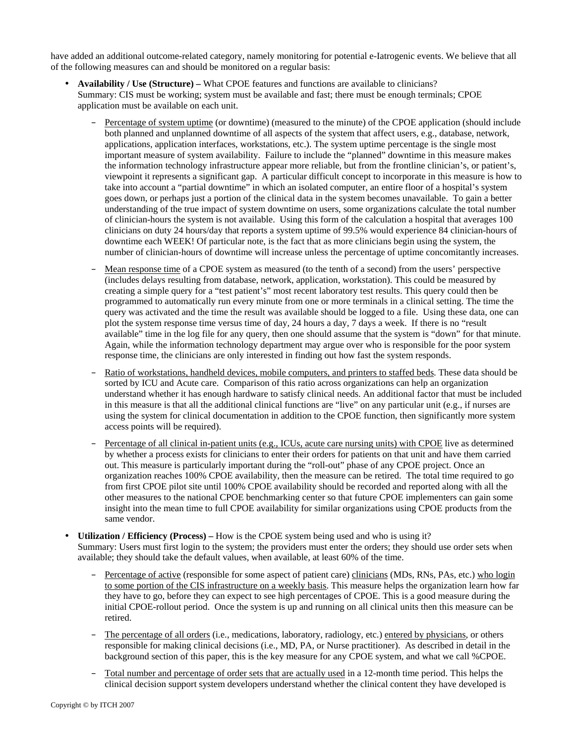have added an additional outcome-related category, namely monitoring for potential e-Iatrogenic events. We believe that all of the following measures can and should be monitored on a regular basis:

- **Availability / Use (Structure) –** What CPOE features and functions are available to clinicians?
  Summary: CIS must be working; system must be available and fast; there must be enough terminals; CPOE application must be available on each unit.

  - Percentage of system uptime (or downtime) (measured to the minute) of the CPOE application (should include both planned and unplanned downtime of all aspects of the system that affect users, e.g., database, network, applications, application interfaces, workstations, etc.). The system uptime percentage is the single most important measure of system availability. Failure to include the "planned" downtime in this measure makes the information technology infrastructure appear more reliable, but from the frontline clinician's, or patient's, viewpoint it represents a significant gap. A particular difficult concept to incorporate in this measure is how to take into account a "partial downtime" in which an isolated computer, an entire floor of a hospital's system goes down, or perhaps just a portion of the clinical data in the system becomes unavailable. To gain a better understanding of the true impact of system downtime on users, some organizations calculate the total number of clinician-hours the system is not available. Using this form of the calculation a hospital that averages 100 clinicians on duty 24 hours/day that reports a system uptime of 99.5% would experience 84 clinician-hours of downtime each WEEK! Of particular note, is the fact that as more clinicians begin using the system, the number of clinician-hours of downtime will increase unless the percentage of uptime concomitantly increases.

  - Mean response time of a CPOE system as measured (to the tenth of a second) from the users' perspective (includes delays resulting from database, network, application, workstation). This could be measured by creating a simple query for a "test patient's" most recent laboratory test results. This query could then be programmed to automatically run every minute from one or more terminals in a clinical setting. The time the query was activated and the time the result was available should be logged to a file. Using these data, one can plot the system response time versus time of day, 24 hours a day, 7 days a week. If there is no "result available" time in the log file for any query, then one should assume that the system is "down" for that minute. Again, while the information technology department may argue over who is responsible for the poor system response time, the clinicians are only interested in finding out how fast the system responds.

  - Ratio of workstations, handheld devices, mobile computers, and printers to staffed beds. These data should be sorted by ICU and Acute care. Comparison of this ratio across organizations can help an organization understand whether it has enough hardware to satisfy clinical needs. An additional factor that must be included in this measure is that all the additional clinical functions are "live" on any particular unit (e.g., if nurses are using the system for clinical documentation in addition to the CPOE function, then significantly more system access points will be required).

  - Percentage of all clinical in-patient units (e.g., ICUs, acute care nursing units) with CPOE live as determined by whether a process exists for clinicians to enter their orders for patients on that unit and have them carried out. This measure is particularly important during the "roll-out" phase of any CPOE project. Once an organization reaches 100% CPOE availability, then the measure can be retired. The total time required to go from first CPOE pilot site until 100% CPOE availability should be recorded and reported along with all the other measures to the national CPOE benchmarking center so that future CPOE implementers can gain some insight into the mean time to full CPOE availability for similar organizations using CPOE products from the same vendor.

- **Utilization / Efficiency (Process) –** How is the CPOE system being used and who is using it?
  Summary: Users must first login to the system; the providers must enter the orders; they should use order sets when available; they should take the default values, when available, at least 60% of the time.

  - Percentage of active (responsible for some aspect of patient care) clinicians (MDs, RNs, PAs, etc.) who login to some portion of the CIS infrastructure on a weekly basis. This measure helps the organization learn how far they have to go, before they can expect to see high percentages of CPOE. This is a good measure during the initial CPOE-rollout period. Once the system is up and running on all clinical units then this measure can be retired.

  - The percentage of all orders (i.e., medications, laboratory, radiology, etc.) entered by physicians, or others responsible for making clinical decisions (i.e., MD, PA, or Nurse practitioner). As described in detail in the background section of this paper, this is the key measure for any CPOE system, and what we call %CPOE.

  - Total number and percentage of order sets that are actually used in a 12-month time period. This helps the clinical decision support system developers understand whether the clinical content they have developed is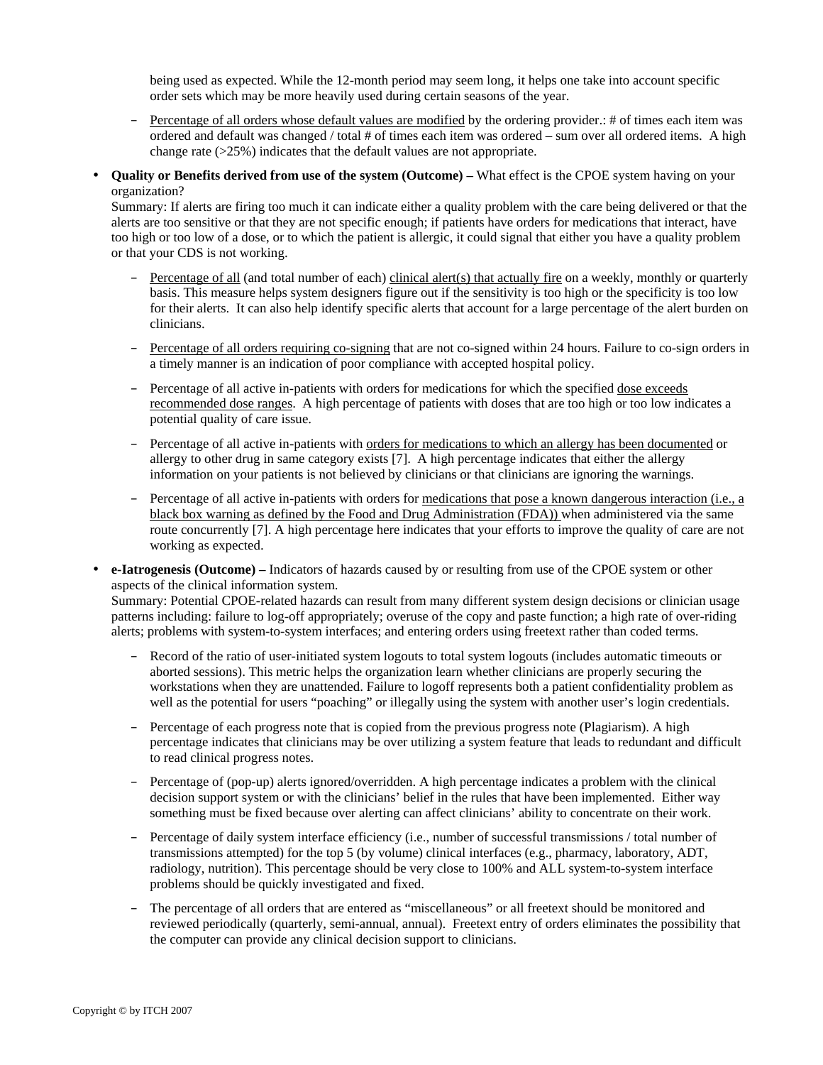being used as expected. While the 12-month period may seem long, it helps one take into account specific order sets which may be more heavily used during certain seasons of the year.

  - Percentage of all orders whose default values are modified by the ordering provider.: # of times each item was ordered and default was changed / total # of times each item was ordered – sum over all ordered items. A high change rate (>25%) indicates that the default values are not appropriate.

- **Quality or Benefits derived from use of the system (Outcome) –** What effect is the CPOE system having on your organization?
  Summary: If alerts are firing too much it can indicate either a quality problem with the care being delivered or that the alerts are too sensitive or that they are not specific enough; if patients have orders for medications that interact, have too high or too low of a dose, or to which the patient is allergic, it could signal that either you have a quality problem or that your CDS is not working.

  - Percentage of all (and total number of each) clinical alert(s) that actually fire on a weekly, monthly or quarterly basis. This measure helps system designers figure out if the sensitivity is too high or the specificity is too low for their alerts. It can also help identify specific alerts that account for a large percentage of the alert burden on clinicians.

  - Percentage of all orders requiring co-signing that are not co-signed within 24 hours. Failure to co-sign orders in a timely manner is an indication of poor compliance with accepted hospital policy.

  - Percentage of all active in-patients with orders for medications for which the specified dose exceeds recommended dose ranges. A high percentage of patients with doses that are too high or too low indicates a potential quality of care issue.

  - Percentage of all active in-patients with orders for medications to which an allergy has been documented or allergy to other drug in same category exists [7]. A high percentage indicates that either the allergy information on your patients is not believed by clinicians or that clinicians are ignoring the warnings.

  - Percentage of all active in-patients with orders for medications that pose a known dangerous interaction (i.e., a black box warning as defined by the Food and Drug Administration (FDA)) when administered via the same route concurrently [7]. A high percentage here indicates that your efforts to improve the quality of care are not working as expected.

- **e-Iatrogenesis (Outcome) –** Indicators of hazards caused by or resulting from use of the CPOE system or other aspects of the clinical information system.
  Summary: Potential CPOE-related hazards can result from many different system design decisions or clinician usage patterns including: failure to log-off appropriately; overuse of the copy and paste function; a high rate of over-riding alerts; problems with system-to-system interfaces; and entering orders using freetext rather than coded terms.

  - Record of the ratio of user-initiated system logouts to total system logouts (includes automatic timeouts or aborted sessions). This metric helps the organization learn whether clinicians are properly securing the workstations when they are unattended. Failure to logoff represents both a patient confidentiality problem as well as the potential for users "poaching" or illegally using the system with another user's login credentials.

  - Percentage of each progress note that is copied from the previous progress note (Plagiarism). A high percentage indicates that clinicians may be over utilizing a system feature that leads to redundant and difficult to read clinical progress notes.

  - Percentage of (pop-up) alerts ignored/overridden. A high percentage indicates a problem with the clinical decision support system or with the clinicians' belief in the rules that have been implemented. Either way something must be fixed because over alerting can affect clinicians' ability to concentrate on their work.

  - Percentage of daily system interface efficiency (i.e., number of successful transmissions / total number of transmissions attempted) for the top 5 (by volume) clinical interfaces (e.g., pharmacy, laboratory, ADT, radiology, nutrition). This percentage should be very close to 100% and ALL system-to-system interface problems should be quickly investigated and fixed.

  - The percentage of all orders that are entered as "miscellaneous" or all freetext should be monitored and reviewed periodically (quarterly, semi-annual, annual). Freetext entry of orders eliminates the possibility that the computer can provide any clinical decision support to clinicians.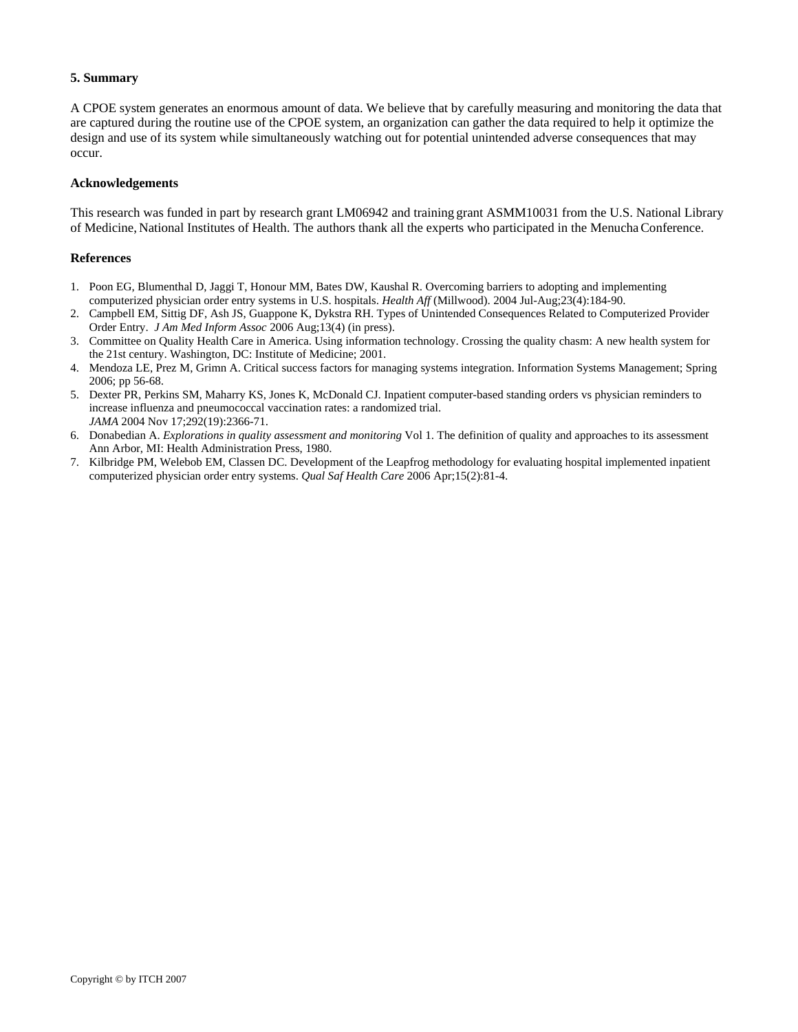### 5. Summary

A CPOE system generates an enormous amount of data. We believe that by carefully measuring and monitoring the data that are captured during the routine use of the CPOE system, an organization can gather the data required to help it optimize the design and use of its system while simultaneously watching out for potential unintended adverse consequences that may occur.

### Acknowledgements

This research was funded in part by research grant LM06942 and training grant ASMM10031 from the U.S. National Library of Medicine, National Institutes of Health. The authors thank all the experts who participated in the Menucha Conference.

### References

1. Poon EG, Blumenthal D, Jaggi T, Honour MM, Bates DW, Kaushal R. Overcoming barriers to adopting and implementing computerized physician order entry systems in U.S. hospitals. *Health Aff* (Millwood). 2004 Jul-Aug;23(4):184-90.
2. Campbell EM, Sittig DF, Ash JS, Guappone K, Dykstra RH. Types of Unintended Consequences Related to Computerized Provider Order Entry. *J Am Med Inform Assoc* 2006 Aug;13(4) (in press).
3. Committee on Quality Health Care in America. Using information technology. Crossing the quality chasm: A new health system for the 21st century. Washington, DC: Institute of Medicine; 2001.
4. Mendoza LE, Prez M, Grimn A. Critical success factors for managing systems integration. Information Systems Management; Spring 2006; pp 56-68.
5. Dexter PR, Perkins SM, Maharry KS, Jones K, McDonald CJ. Inpatient computer-based standing orders vs physician reminders to increase influenza and pneumococcal vaccination rates: a randomized trial. *JAMA* 2004 Nov 17;292(19):2366-71.
6. Donabedian A. *Explorations in quality assessment and monitoring* Vol 1. The definition of quality and approaches to its assessment Ann Arbor, MI: Health Administration Press, 1980.
7. Kilbridge PM, Welebob EM, Classen DC. Development of the Leapfrog methodology for evaluating hospital implemented inpatient computerized physician order entry systems. *Qual Saf Health Care* 2006 Apr;15(2):81-4.

Copyright © by ITCH 2007